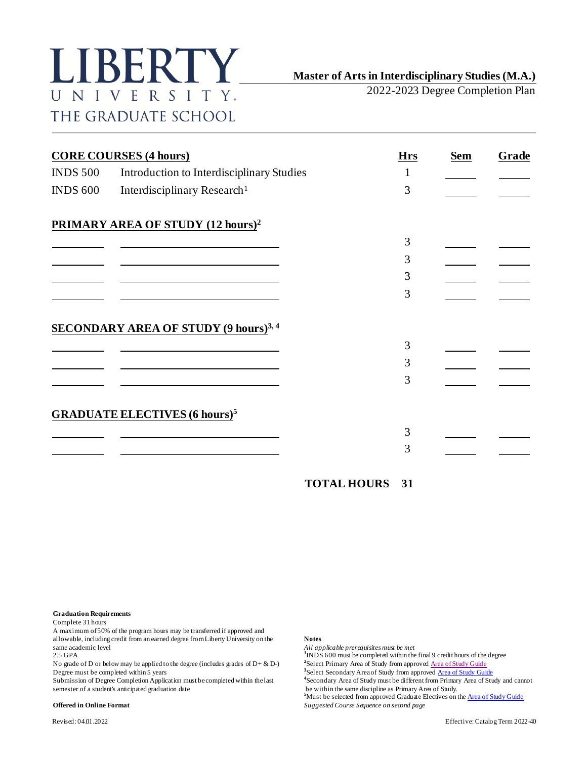# LIBERTY UNIVERSITY. THE GRADUATE SCHOOL

## Master of Arts in Interdisciplinary Studies (M.A.)

2022-2023 Degree Completion Plan

| | | Hrs | Sem | Grade |
|---|---|---|---|---|
| **CORE COURSES (4 hours)** | | | | |
| INDS 500 | Introduction to Interdisciplinary Studies | 1 | | |
| INDS 600 | Interdisciplinary Research[1] | 3 | | |
| **PRIMARY AREA OF STUDY (12 hours)[2]** | | | | |
| | | 3 | | |
| | | 3 | | |
| | | 3 | | |
| | | 3 | | |
| **SECONDARY AREA OF STUDY (9 hours)[3, 4]** | | | | |
| | | 3 | | |
| | | 3 | | |
| | | 3 | | |
| **GRADUATE ELECTIVES (6 hours)[5]** | | | | |
| | | 3 | | |
| | | 3 | | |

**TOTAL HOURS 31**

**Graduation Requirements**

Complete 31 hours
A maximum of 50% of the program hours may be transferred if approved and allowable, including credit from an earned degree from Liberty University on the same academic level
2.5 GPA
No grade of D or below may be applied to the degree (includes grades of D+ & D-)
Degree must be completed within 5 years
Submission of Degree Completion Application must be completed within the last semester of a student's anticipated graduation date

**Offered in Online Format**

**Notes**

*All applicable prerequisites must be met*
[1]INDS 600 must be completed within the final 9 credit hours of the degree
[2]Select Primary Area of Study from approved Area of Study Guide
[3]Select Secondary Area of Study from approved Area of Study Guide
[4]Secondary Area of Study must be different from Primary Area of Study and cannot be within the same discipline as Primary Area of Study.
[5]Must be selected from approved Graduate Electives on the Area of Study Guide
*Suggested Course Sequence on second page*

Revised: 04.01.2022

Effective: Catalog Term 2022-40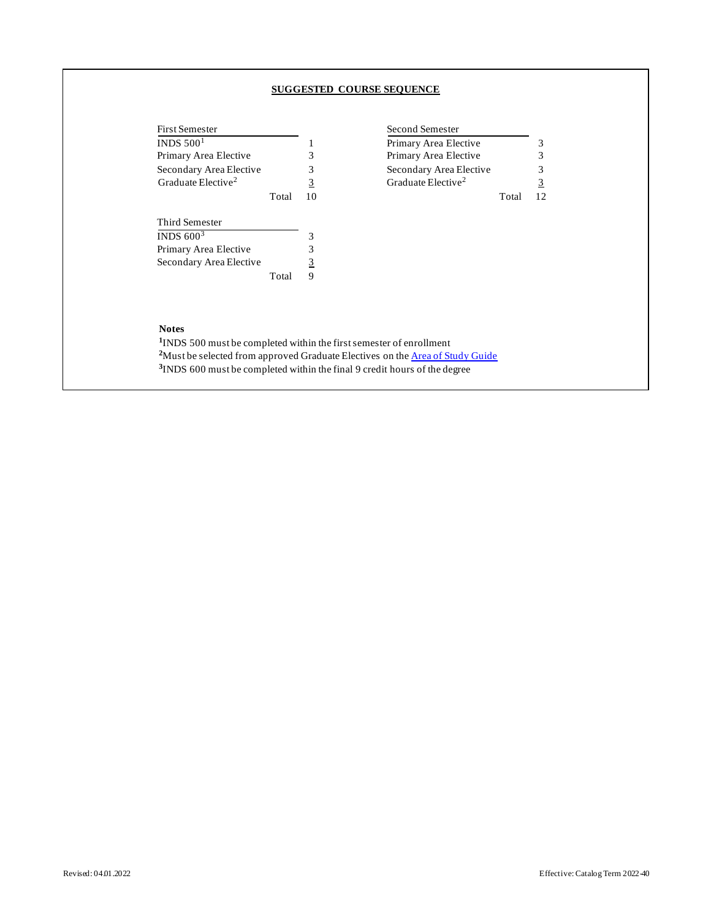## SUGGESTED COURSE SEQUENCE

| First Semester | |
|---|---|
| INDS 500[1] | 1 |
| Primary Area Elective | 3 |
| Secondary Area Elective | 3 |
| Graduate Elective[2] | 3 |
| Total | 10 |

| Second Semester | |
|---|---|
| Primary Area Elective | 3 |
| Primary Area Elective | 3 |
| Secondary Area Elective | 3 |
| Graduate Elective[2] | 3 |
| Total | 12 |

| Third Semester | |
|---|---|
| INDS 600[3] | 3 |
| Primary Area Elective | 3 |
| Secondary Area Elective | 3 |
| Total | 9 |

**Notes**

[1]INDS 500 must be completed within the first semester of enrollment
[2]Must be selected from approved Graduate Electives on the Area of Study Guide
[3]INDS 600 must be completed within the final 9 credit hours of the degree

Revised: 04.01.2022

Effective: Catalog Term 2022-40